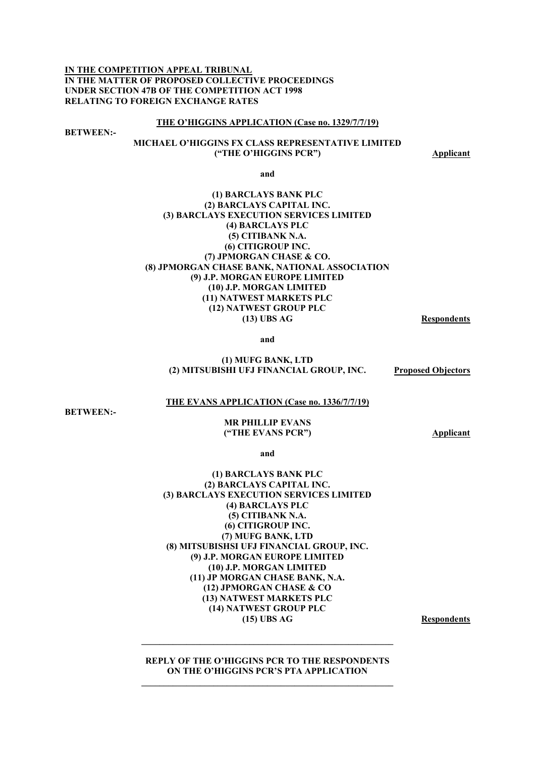**IN THE COMPETITION APPEAL TRIBUNAL**
**IN THE MATTER OF PROPOSED COLLECTIVE PROCEEDINGS**
**UNDER SECTION 47B OF THE COMPETITION ACT 1998**
**RELATING TO FOREIGN EXCHANGE RATES**

**THE O'HIGGINS APPLICATION (Case no. 1329/7/7/19)**

**BETWEEN:-**

**MICHAEL O'HIGGINS FX CLASS REPRESENTATIVE LIMITED**
**("THE O'HIGGINS PCR")** **Applicant**

**and**

**(1) BARCLAYS BANK PLC**
**(2) BARCLAYS CAPITAL INC.**
**(3) BARCLAYS EXECUTION SERVICES LIMITED**
**(4) BARCLAYS PLC**
**(5) CITIBANK N.A.**
**(6) CITIGROUP INC.**
**(7) JPMORGAN CHASE & CO.**
**(8) JPMORGAN CHASE BANK, NATIONAL ASSOCIATION**
**(9) J.P. MORGAN EUROPE LIMITED**
**(10) J.P. MORGAN LIMITED**
**(11) NATWEST MARKETS PLC**
**(12) NATWEST GROUP PLC**
**(13) UBS AG** **Respondents**

**and**

**(1) MUFG BANK, LTD**
**(2) MITSUBISHI UFJ FINANCIAL GROUP, INC.** **Proposed Objectors**

**THE EVANS APPLICATION (Case no. 1336/7/7/19)**

**BETWEEN:-**

**MR PHILLIP EVANS**
**("THE EVANS PCR")** **Applicant**

**and**

**(1) BARCLAYS BANK PLC**
**(2) BARCLAYS CAPITAL INC.**
**(3) BARCLAYS EXECUTION SERVICES LIMITED**
**(4) BARCLAYS PLC**
**(5) CITIBANK N.A.**
**(6) CITIGROUP INC.**
**(7) MUFG BANK, LTD**
**(8) MITSUBISHSI UFJ FINANCIAL GROUP, INC.**
**(9) J.P. MORGAN EUROPE LIMITED**
**(10) J.P. MORGAN LIMITED**
**(11) JP MORGAN CHASE BANK, N.A.**
**(12) JPMORGAN CHASE & CO**
**(13) NATWEST MARKETS PLC**
**(14) NATWEST GROUP PLC**
**(15) UBS AG** **Respondents**

---

**REPLY OF THE O'HIGGINS PCR TO THE RESPONDENTS ON THE O'HIGGINS PCR'S PTA APPLICATION**

---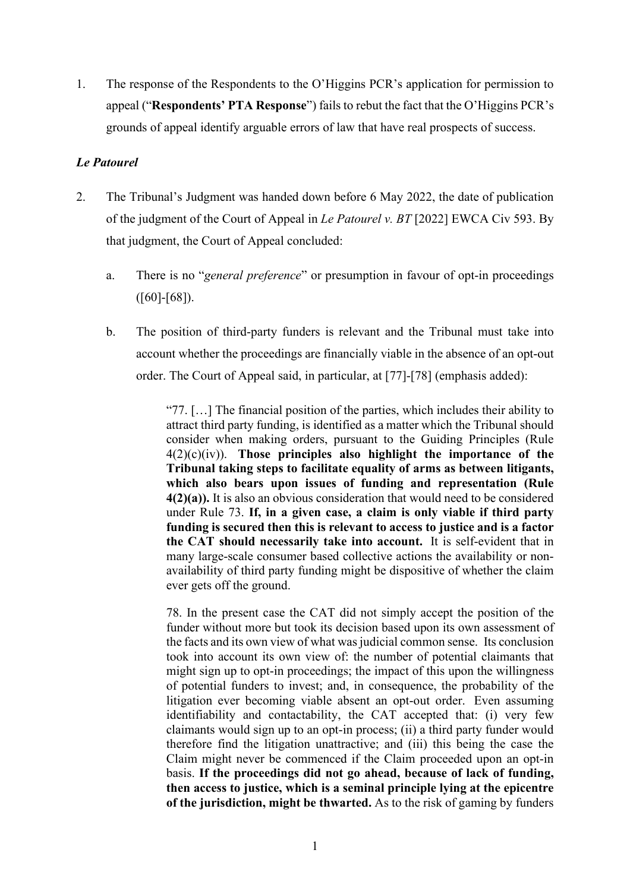1. The response of the Respondents to the O'Higgins PCR's application for permission to appeal ("**Respondents' PTA Response**") fails to rebut the fact that the O'Higgins PCR's grounds of appeal identify arguable errors of law that have real prospects of success.

***Le Patourel***

2. The Tribunal's Judgment was handed down before 6 May 2022, the date of publication of the judgment of the Court of Appeal in *Le Patourel v. BT* [2022] EWCA Civ 593. By that judgment, the Court of Appeal concluded:

   a. There is no "*general preference*" or presumption in favour of opt-in proceedings ([60]-[68]).

   b. The position of third-party funders is relevant and the Tribunal must take into account whether the proceedings are financially viable in the absence of an opt-out order. The Court of Appeal said, in particular, at [77]-[78] (emphasis added):

      > "77. […] The financial position of the parties, which includes their ability to attract third party funding, is identified as a matter which the Tribunal should consider when making orders, pursuant to the Guiding Principles (Rule 4(2)(c)(iv)). **Those principles also highlight the importance of the Tribunal taking steps to facilitate equality of arms as between litigants, which also bears upon issues of funding and representation (Rule 4(2)(a)).** It is also an obvious consideration that would need to be considered under Rule 73. **If, in a given case, a claim is only viable if third party funding is secured then this is relevant to access to justice and is a factor the CAT should necessarily take into account.** It is self-evident that in many large-scale consumer based collective actions the availability or non-availability of third party funding might be dispositive of whether the claim ever gets off the ground.
      >
      > 78. In the present case the CAT did not simply accept the position of the funder without more but took its decision based upon its own assessment of the facts and its own view of what was judicial common sense. Its conclusion took into account its own view of: the number of potential claimants that might sign up to opt-in proceedings; the impact of this upon the willingness of potential funders to invest; and, in consequence, the probability of the litigation ever becoming viable absent an opt-out order. Even assuming identifiability and contactability, the CAT accepted that: (i) very few claimants would sign up to an opt-in process; (ii) a third party funder would therefore find the litigation unattractive; and (iii) this being the case the Claim might never be commenced if the Claim proceeded upon an opt-in basis. **If the proceedings did not go ahead, because of lack of funding, then access to justice, which is a seminal principle lying at the epicentre of the jurisdiction, might be thwarted.** As to the risk of gaming by funders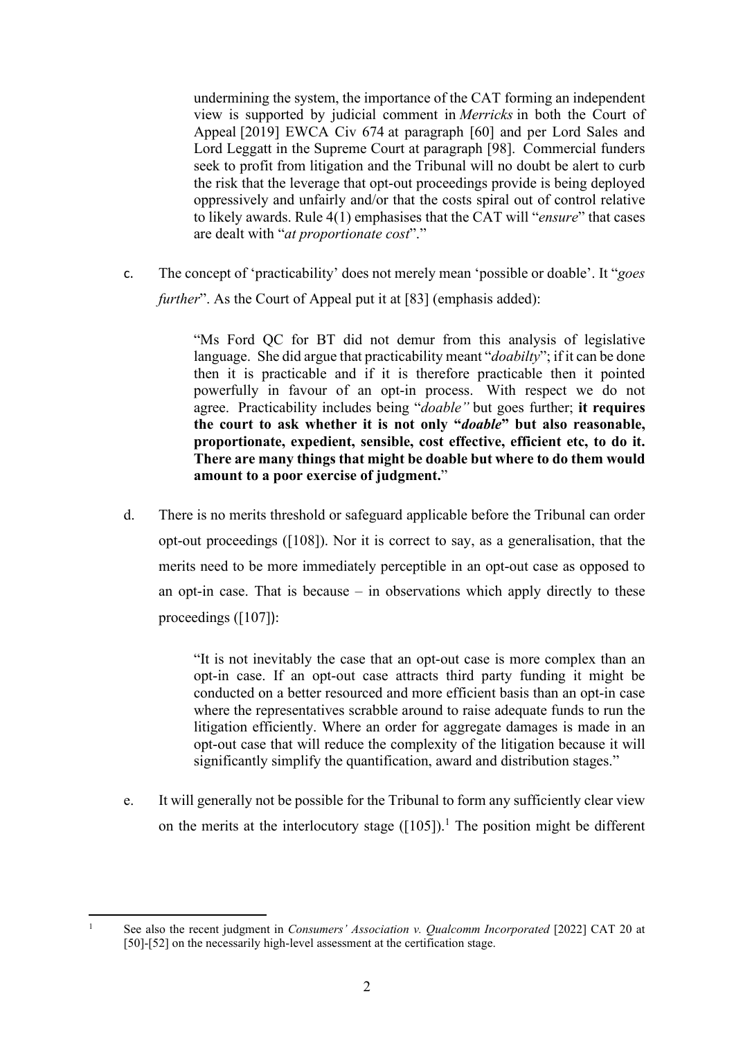> undermining the system, the importance of the CAT forming an independent view is supported by judicial comment in *Merricks* in both the Court of Appeal [2019] EWCA Civ 674 at paragraph [60] and per Lord Sales and Lord Leggatt in the Supreme Court at paragraph [98]. Commercial funders seek to profit from litigation and the Tribunal will no doubt be alert to curb the risk that the leverage that opt-out proceedings provide is being deployed oppressively and unfairly and/or that the costs spiral out of control relative to likely awards. Rule 4(1) emphasises that the CAT will "*ensure*" that cases are dealt with "*at proportionate cost*"."

c. The concept of 'practicability' does not merely mean 'possible or doable'. It "*goes further*". As the Court of Appeal put it at [83] (emphasis added):

> "Ms Ford QC for BT did not demur from this analysis of legislative language. She did argue that practicability meant "*doabilty*"; if it can be done then it is practicable and if it is therefore practicable then it pointed powerfully in favour of an opt-in process. With respect we do not agree. Practicability includes being "*doable"* but goes further; **it requires the court to ask whether it is not only "*doable*" but also reasonable, proportionate, expedient, sensible, cost effective, efficient etc, to do it. There are many things that might be doable but where to do them would amount to a poor exercise of judgment.**"

d. There is no merits threshold or safeguard applicable before the Tribunal can order opt-out proceedings ([108]). Nor it is correct to say, as a generalisation, that the merits need to be more immediately perceptible in an opt-out case as opposed to an opt-in case. That is because – in observations which apply directly to these proceedings ([107]):

> "It is not inevitably the case that an opt-out case is more complex than an opt-in case. If an opt-out case attracts third party funding it might be conducted on a better resourced and more efficient basis than an opt-in case where the representatives scrabble around to raise adequate funds to run the litigation efficiently. Where an order for aggregate damages is made in an opt-out case that will reduce the complexity of the litigation because it will significantly simplify the quantification, award and distribution stages."

e. It will generally not be possible for the Tribunal to form any sufficiently clear view on the merits at the interlocutory stage ([105]).[1] The position might be different

[1] See also the recent judgment in *Consumers' Association v. Qualcomm Incorporated* [2022] CAT 20 at [50]-[52] on the necessarily high-level assessment at the certification stage.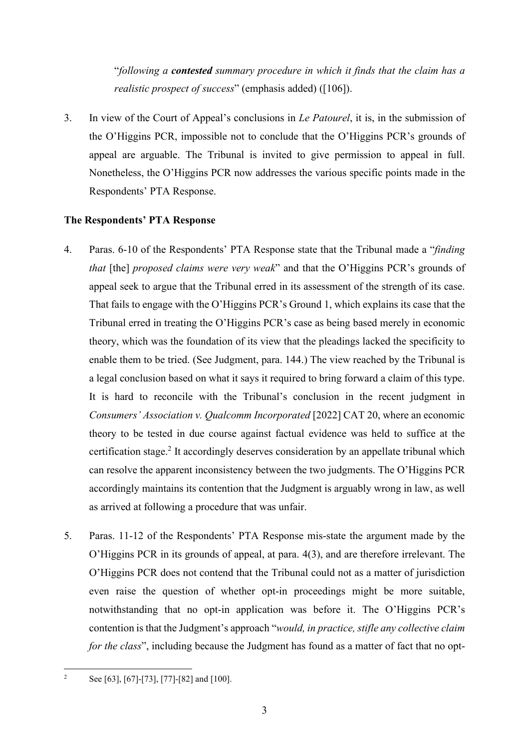"*following a **contested** summary procedure in which it finds that the claim has a realistic prospect of success*" (emphasis added) ([106]).

3. In view of the Court of Appeal's conclusions in *Le Patourel*, it is, in the submission of the O'Higgins PCR, impossible not to conclude that the O'Higgins PCR's grounds of appeal are arguable. The Tribunal is invited to give permission to appeal in full. Nonetheless, the O'Higgins PCR now addresses the various specific points made in the Respondents' PTA Response.

**The Respondents' PTA Response**

4. Paras. 6-10 of the Respondents' PTA Response state that the Tribunal made a "*finding that* [the] *proposed claims were very weak*" and that the O'Higgins PCR's grounds of appeal seek to argue that the Tribunal erred in its assessment of the strength of its case. That fails to engage with the O'Higgins PCR's Ground 1, which explains its case that the Tribunal erred in treating the O'Higgins PCR's case as being based merely in economic theory, which was the foundation of its view that the pleadings lacked the specificity to enable them to be tried. (See Judgment, para. 144.) The view reached by the Tribunal is a legal conclusion based on what it says it required to bring forward a claim of this type. It is hard to reconcile with the Tribunal's conclusion in the recent judgment in *Consumers' Association v. Qualcomm Incorporated* [2022] CAT 20, where an economic theory to be tested in due course against factual evidence was held to suffice at the certification stage.[2] It accordingly deserves consideration by an appellate tribunal which can resolve the apparent inconsistency between the two judgments. The O'Higgins PCR accordingly maintains its contention that the Judgment is arguably wrong in law, as well as arrived at following a procedure that was unfair.

5. Paras. 11-12 of the Respondents' PTA Response mis-state the argument made by the O'Higgins PCR in its grounds of appeal, at para. 4(3), and are therefore irrelevant. The O'Higgins PCR does not contend that the Tribunal could not as a matter of jurisdiction even raise the question of whether opt-in proceedings might be more suitable, notwithstanding that no opt-in application was before it. The O'Higgins PCR's contention is that the Judgment's approach "*would, in practice, stifle any collective claim for the class*", including because the Judgment has found as a matter of fact that no opt-

---

[2] See [63], [67]-[73], [77]-[82] and [100].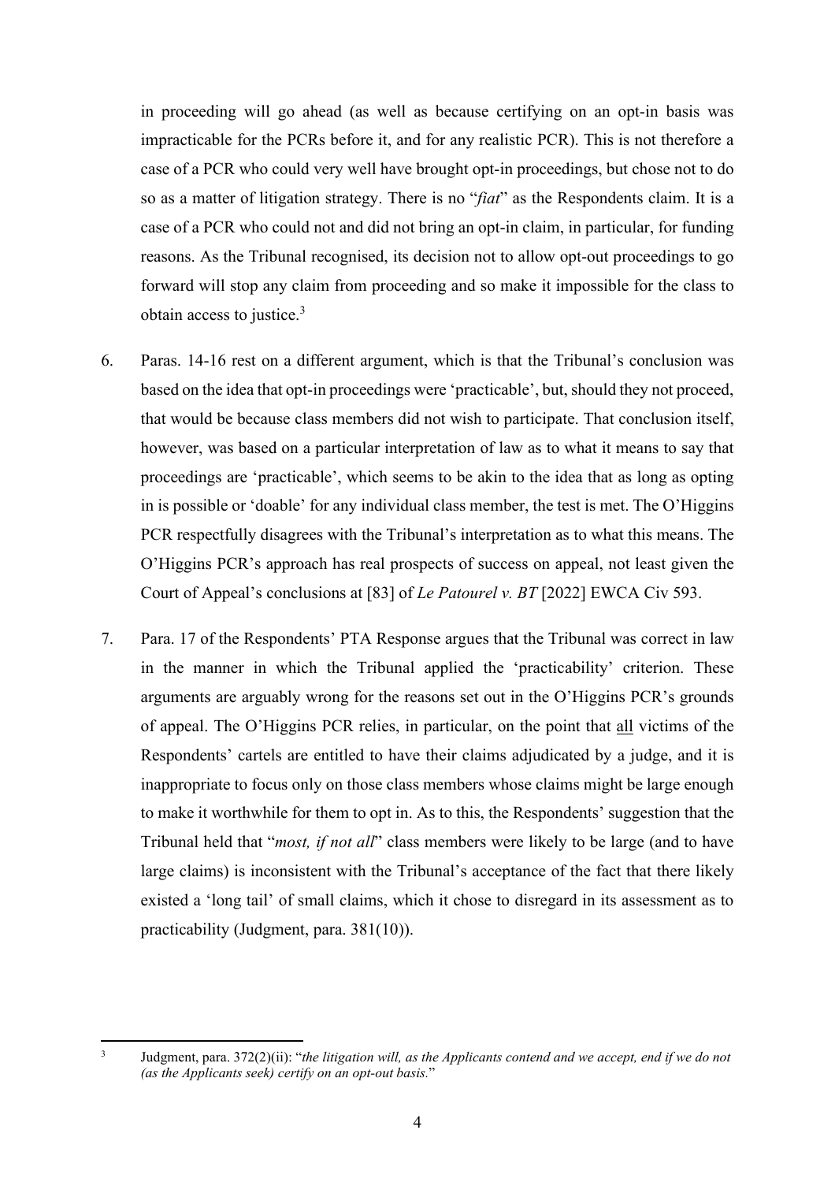in proceeding will go ahead (as well as because certifying on an opt-in basis was impracticable for the PCRs before it, and for any realistic PCR). This is not therefore a case of a PCR who could very well have brought opt-in proceedings, but chose not to do so as a matter of litigation strategy. There is no "*fiat*" as the Respondents claim. It is a case of a PCR who could not and did not bring an opt-in claim, in particular, for funding reasons. As the Tribunal recognised, its decision not to allow opt-out proceedings to go forward will stop any claim from proceeding and so make it impossible for the class to obtain access to justice.[3]

6. Paras. 14-16 rest on a different argument, which is that the Tribunal's conclusion was based on the idea that opt-in proceedings were 'practicable', but, should they not proceed, that would be because class members did not wish to participate. That conclusion itself, however, was based on a particular interpretation of law as to what it means to say that proceedings are 'practicable', which seems to be akin to the idea that as long as opting in is possible or 'doable' for any individual class member, the test is met. The O'Higgins PCR respectfully disagrees with the Tribunal's interpretation as to what this means. The O'Higgins PCR's approach has real prospects of success on appeal, not least given the Court of Appeal's conclusions at [83] of *Le Patourel v. BT* [2022] EWCA Civ 593.

7. Para. 17 of the Respondents' PTA Response argues that the Tribunal was correct in law in the manner in which the Tribunal applied the 'practicability' criterion. These arguments are arguably wrong for the reasons set out in the O'Higgins PCR's grounds of appeal. The O'Higgins PCR relies, in particular, on the point that <u>all</u> victims of the Respondents' cartels are entitled to have their claims adjudicated by a judge, and it is inappropriate to focus only on those class members whose claims might be large enough to make it worthwhile for them to opt in. As to this, the Respondents' suggestion that the Tribunal held that "*most, if not all*" class members were likely to be large (and to have large claims) is inconsistent with the Tribunal's acceptance of the fact that there likely existed a 'long tail' of small claims, which it chose to disregard in its assessment as to practicability (Judgment, para. 381(10)).

---

[3] Judgment, para. 372(2)(ii): "*the litigation will, as the Applicants contend and we accept, end if we do not (as the Applicants seek) certify on an opt-out basis.*"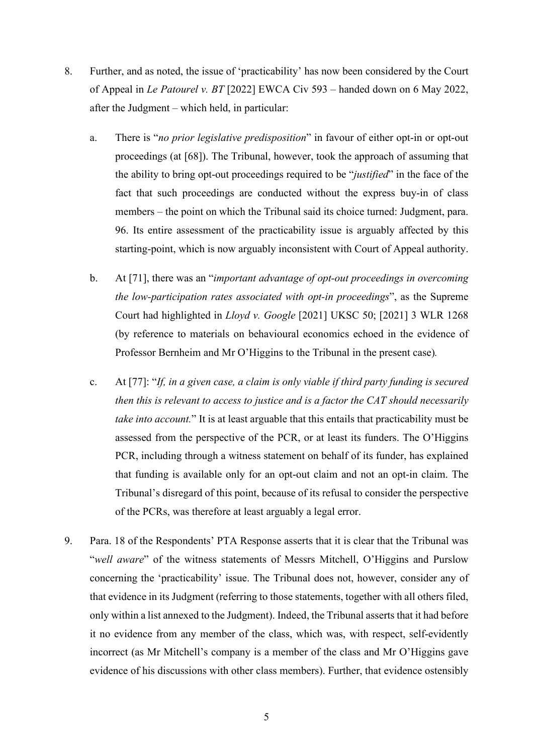8. Further, and as noted, the issue of 'practicability' has now been considered by the Court of Appeal in *Le Patourel v. BT* [2022] EWCA Civ 593 – handed down on 6 May 2022, after the Judgment – which held, in particular:

    a. There is "*no prior legislative predisposition*" in favour of either opt-in or opt-out proceedings (at [68]). The Tribunal, however, took the approach of assuming that the ability to bring opt-out proceedings required to be "*justified*" in the face of the fact that such proceedings are conducted without the express buy-in of class members – the point on which the Tribunal said its choice turned: Judgment, para. 96. Its entire assessment of the practicability issue is arguably affected by this starting-point, which is now arguably inconsistent with Court of Appeal authority.

    b. At [71], there was an "*important advantage of opt-out proceedings in overcoming the low-participation rates associated with opt-in proceedings*", as the Supreme Court had highlighted in *Lloyd v. Google* [2021] UKSC 50; [2021] 3 WLR 1268 (by reference to materials on behavioural economics echoed in the evidence of Professor Bernheim and Mr O'Higgins to the Tribunal in the present case).

    c. At [77]: "*If, in a given case, a claim is only viable if third party funding is secured then this is relevant to access to justice and is a factor the CAT should necessarily take into account.*" It is at least arguable that this entails that practicability must be assessed from the perspective of the PCR, or at least its funders. The O'Higgins PCR, including through a witness statement on behalf of its funder, has explained that funding is available only for an opt-out claim and not an opt-in claim. The Tribunal's disregard of this point, because of its refusal to consider the perspective of the PCRs, was therefore at least arguably a legal error.

9. Para. 18 of the Respondents' PTA Response asserts that it is clear that the Tribunal was "*well aware*" of the witness statements of Messrs Mitchell, O'Higgins and Purslow concerning the 'practicability' issue. The Tribunal does not, however, consider any of that evidence in its Judgment (referring to those statements, together with all others filed, only within a list annexed to the Judgment). Indeed, the Tribunal asserts that it had before it no evidence from any member of the class, which was, with respect, self-evidently incorrect (as Mr Mitchell's company is a member of the class and Mr O'Higgins gave evidence of his discussions with other class members). Further, that evidence ostensibly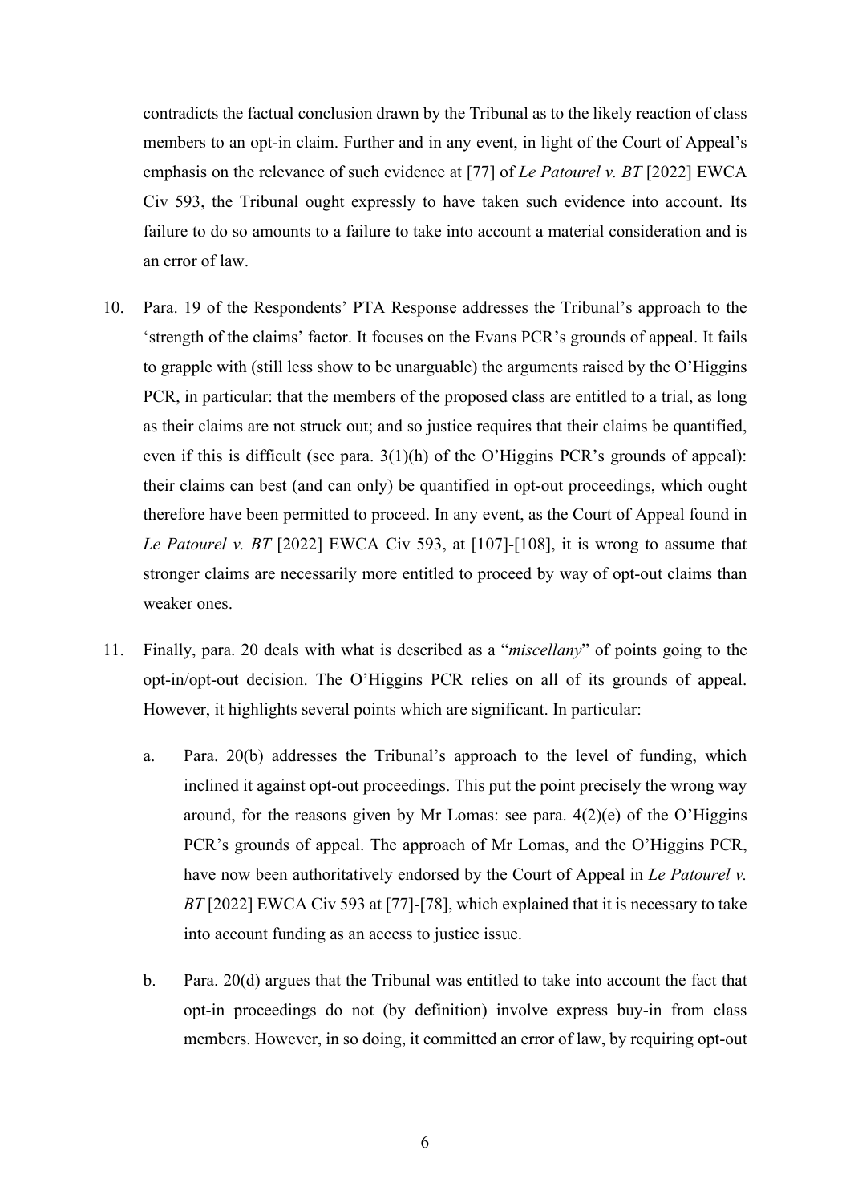contradicts the factual conclusion drawn by the Tribunal as to the likely reaction of class members to an opt-in claim. Further and in any event, in light of the Court of Appeal's emphasis on the relevance of such evidence at [77] of *Le Patourel v. BT* [2022] EWCA Civ 593, the Tribunal ought expressly to have taken such evidence into account. Its failure to do so amounts to a failure to take into account a material consideration and is an error of law.

10. Para. 19 of the Respondents' PTA Response addresses the Tribunal's approach to the 'strength of the claims' factor. It focuses on the Evans PCR's grounds of appeal. It fails to grapple with (still less show to be unarguable) the arguments raised by the O'Higgins PCR, in particular: that the members of the proposed class are entitled to a trial, as long as their claims are not struck out; and so justice requires that their claims be quantified, even if this is difficult (see para. 3(1)(h) of the O'Higgins PCR's grounds of appeal): their claims can best (and can only) be quantified in opt-out proceedings, which ought therefore have been permitted to proceed. In any event, as the Court of Appeal found in *Le Patourel v. BT* [2022] EWCA Civ 593, at [107]-[108], it is wrong to assume that stronger claims are necessarily more entitled to proceed by way of opt-out claims than weaker ones.

11. Finally, para. 20 deals with what is described as a "*miscellany*" of points going to the opt-in/opt-out decision. The O'Higgins PCR relies on all of its grounds of appeal. However, it highlights several points which are significant. In particular:

    a. Para. 20(b) addresses the Tribunal's approach to the level of funding, which inclined it against opt-out proceedings. This put the point precisely the wrong way around, for the reasons given by Mr Lomas: see para. 4(2)(e) of the O'Higgins PCR's grounds of appeal. The approach of Mr Lomas, and the O'Higgins PCR, have now been authoritatively endorsed by the Court of Appeal in *Le Patourel v. BT* [2022] EWCA Civ 593 at [77]-[78], which explained that it is necessary to take into account funding as an access to justice issue.

    b. Para. 20(d) argues that the Tribunal was entitled to take into account the fact that opt-in proceedings do not (by definition) involve express buy-in from class members. However, in so doing, it committed an error of law, by requiring opt-out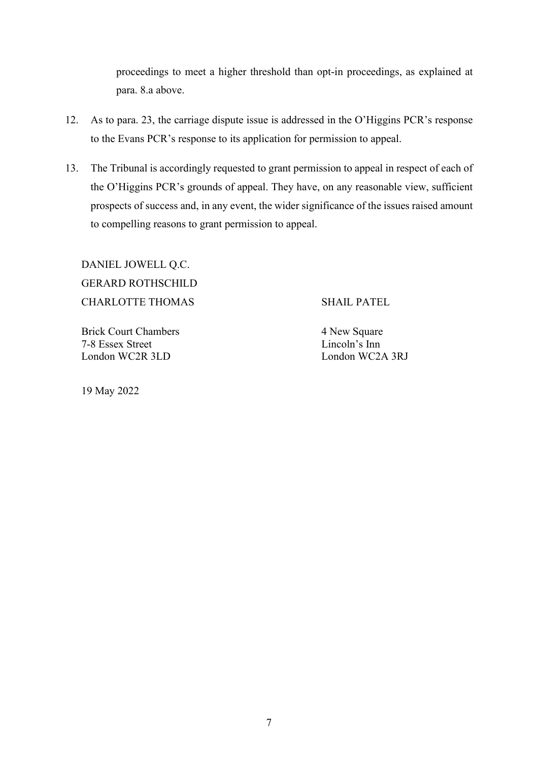proceedings to meet a higher threshold than opt-in proceedings, as explained at para. 8.a above.

12. As to para. 23, the carriage dispute issue is addressed in the O'Higgins PCR's response to the Evans PCR's response to its application for permission to appeal.

13. The Tribunal is accordingly requested to grant permission to appeal in respect of each of the O'Higgins PCR's grounds of appeal. They have, on any reasonable view, sufficient prospects of success and, in any event, the wider significance of the issues raised amount to compelling reasons to grant permission to appeal.

DANIEL JOWELL Q.C.
GERARD ROTHSCHILD
CHARLOTTE THOMAS

Brick Court Chambers
7-8 Essex Street
London WC2R 3LD

SHAIL PATEL

4 New Square
Lincoln's Inn
London WC2A 3RJ

19 May 2022